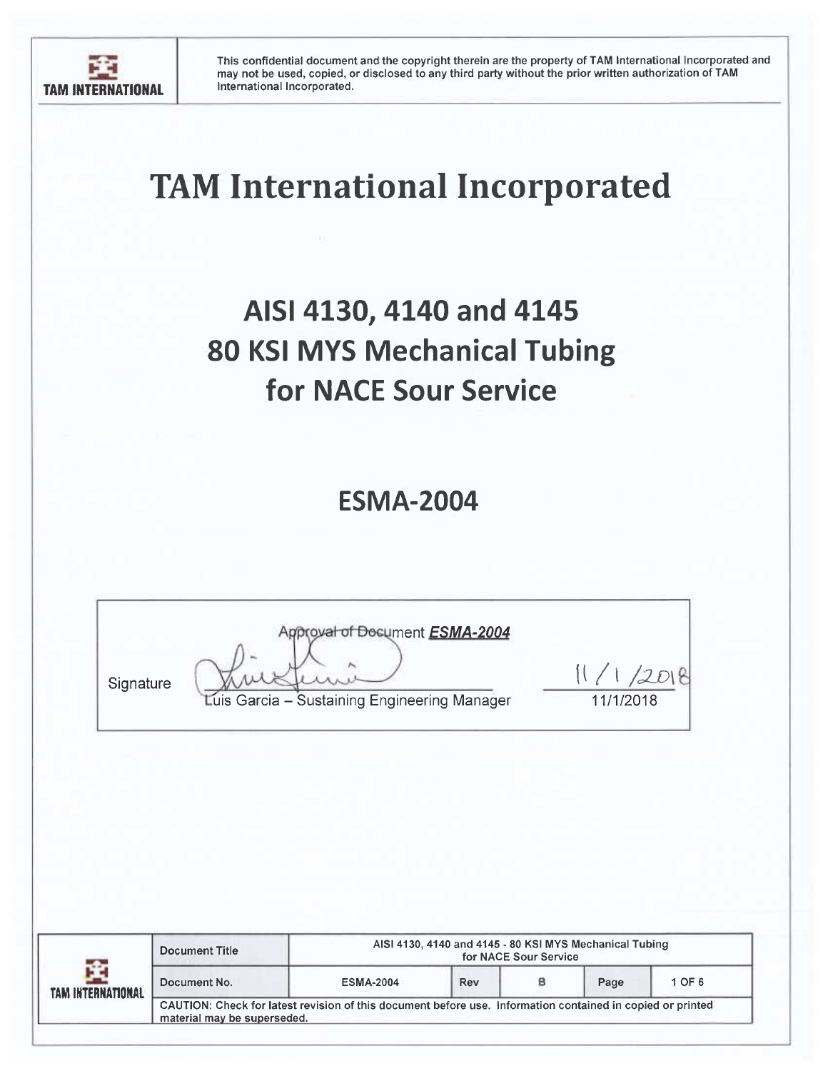This confidential document and the copyright therein are the property of TAM International Incorporated and may not be used, copied, or disclosed to any third party without the prior written authorization of TAM International Incorporated.

# TAM International Incorporated

## AISI 4130, 4140 and 4145
## 80 KSI MYS Mechanical Tubing
## for NACE Sour Service

## ESMA-2004

| Approval of Document ***ESMA-2004*** | | |
|---|---|---|
| Signature | Luis Garcia – Sustaining Engineering Manager | 11/1/2018 |

| Document Title | AISI 4130, 4140 and 4145 - 80 KSI MYS Mechanical Tubing for NACE Sour Service | | | | |
|---|---|---|---|---|---|
| Document No. | ESMA-2004 | Rev | B | Page | 1 OF 6 |

CAUTION: Check for latest revision of this document before use. Information contained in copied or printed material may be superseded.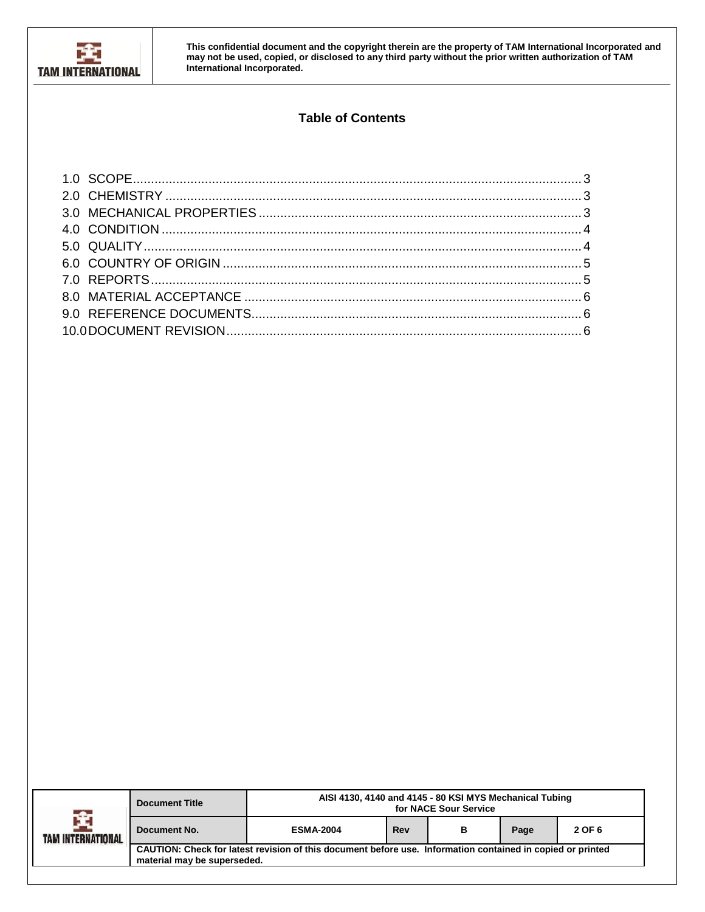## Table of Contents

1.0 SCOPE ........................................................ 3
2.0 CHEMISTRY ................................................... 3
3.0 MECHANICAL PROPERTIES ................................ 3
4.0 CONDITION ................................................... 4
5.0 QUALITY ....................................................... 4
6.0 COUNTRY OF ORIGIN ...................................... 5
7.0 REPORTS ...................................................... 5
8.0 MATERIAL ACCEPTANCE .................................. 6
9.0 REFERENCE DOCUMENTS ................................ 6
10.0 DOCUMENT REVISION .................................... 6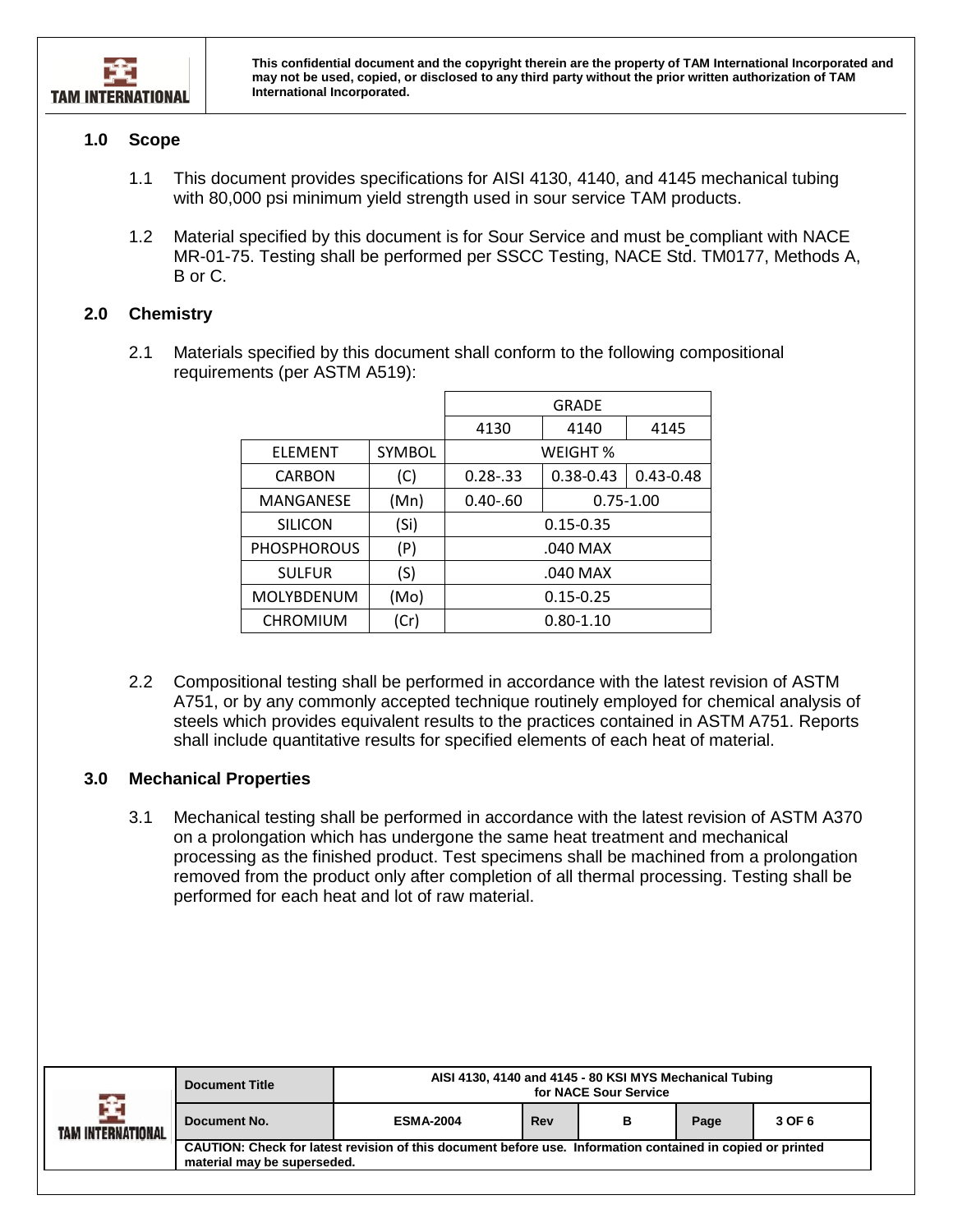## 1.0 Scope

1.1 This document provides specifications for AISI 4130, 4140, and 4145 mechanical tubing with 80,000 psi minimum yield strength used in sour service TAM products.

1.2 Material specified by this document is for Sour Service and must be compliant with NACE MR-01-75. Testing shall be performed per SSCC Testing, NACE Std. TM0177, Methods A, B or C.

## 2.0 Chemistry

2.1 Materials specified by this document shall conform to the following compositional requirements (per ASTM A519):

| | | GRADE | | |
|---|---|---|---|---|
| | | 4130 | 4140 | 4145 |
| ELEMENT | SYMBOL | WEIGHT % | | |
| CARBON | (C) | 0.28-.33 | 0.38-0.43 | 0.43-0.48 |
| MANGANESE | (Mn) | 0.40-.60 | 0.75-1.00 | |
| SILICON | (Si) | 0.15-0.35 | | |
| PHOSPHOROUS | (P) | .040 MAX | | |
| SULFUR | (S) | .040 MAX | | |
| MOLYBDENUM | (Mo) | 0.15-0.25 | | |
| CHROMIUM | (Cr) | 0.80-1.10 | | |

2.2 Compositional testing shall be performed in accordance with the latest revision of ASTM A751, or by any commonly accepted technique routinely employed for chemical analysis of steels which provides equivalent results to the practices contained in ASTM A751. Reports shall include quantitative results for specified elements of each heat of material.

## 3.0 Mechanical Properties

3.1 Mechanical testing shall be performed in accordance with the latest revision of ASTM A370 on a prolongation which has undergone the same heat treatment and mechanical processing as the finished product. Test specimens shall be machined from a prolongation removed from the product only after completion of all thermal processing. Testing shall be performed for each heat and lot of raw material.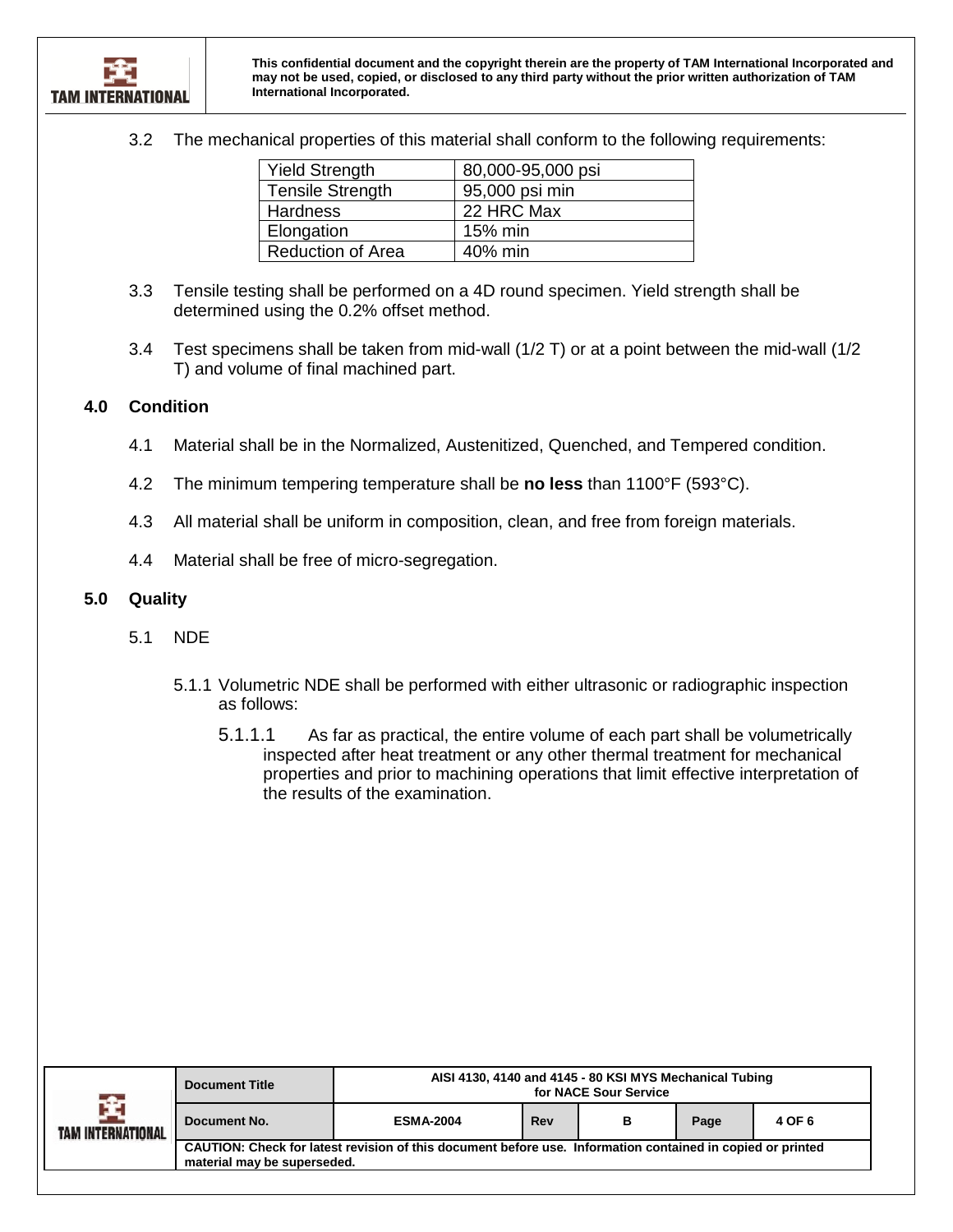3.2 The mechanical properties of this material shall conform to the following requirements:

| Yield Strength | 80,000-95,000 psi |
|---|---|
| Tensile Strength | 95,000 psi min |
| Hardness | 22 HRC Max |
| Elongation | 15% min |
| Reduction of Area | 40% min |

3.3 Tensile testing shall be performed on a 4D round specimen. Yield strength shall be determined using the 0.2% offset method.

3.4 Test specimens shall be taken from mid-wall (1/2 T) or at a point between the mid-wall (1/2 T) and volume of final machined part.

## 4.0 Condition

4.1 Material shall be in the Normalized, Austenitized, Quenched, and Tempered condition.

4.2 The minimum tempering temperature shall be **no less** than 1100°F (593°C).

4.3 All material shall be uniform in composition, clean, and free from foreign materials.

4.4 Material shall be free of micro-segregation.

## 5.0 Quality

5.1 NDE

5.1.1 Volumetric NDE shall be performed with either ultrasonic or radiographic inspection as follows:

5.1.1.1 As far as practical, the entire volume of each part shall be volumetrically inspected after heat treatment or any other thermal treatment for mechanical properties and prior to machining operations that limit effective interpretation of the results of the examination.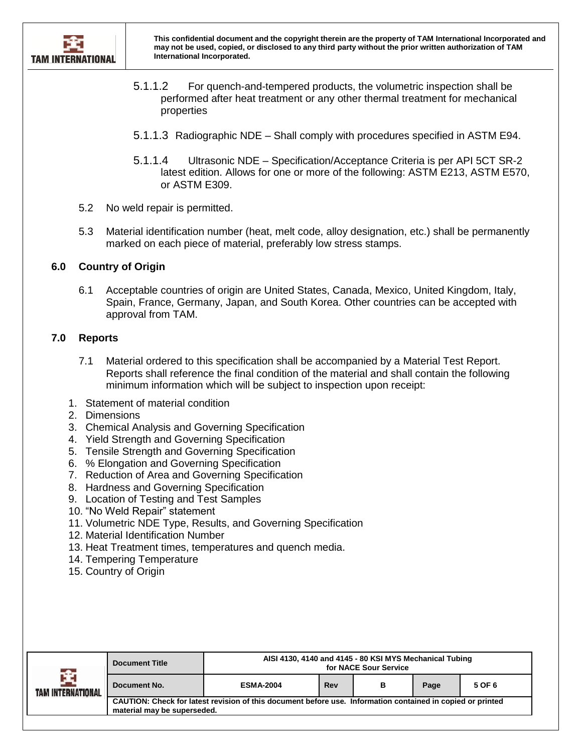5.1.1.2 For quench-and-tempered products, the volumetric inspection shall be performed after heat treatment or any other thermal treatment for mechanical properties

5.1.1.3 Radiographic NDE – Shall comply with procedures specified in ASTM E94.

5.1.1.4 Ultrasonic NDE – Specification/Acceptance Criteria is per API 5CT SR-2 latest edition. Allows for one or more of the following: ASTM E213, ASTM E570, or ASTM E309.

5.2 No weld repair is permitted.

5.3 Material identification number (heat, melt code, alloy designation, etc.) shall be permanently marked on each piece of material, preferably low stress stamps.

## 6.0 Country of Origin

6.1 Acceptable countries of origin are United States, Canada, Mexico, United Kingdom, Italy, Spain, France, Germany, Japan, and South Korea. Other countries can be accepted with approval from TAM.

## 7.0 Reports

7.1 Material ordered to this specification shall be accompanied by a Material Test Report. Reports shall reference the final condition of the material and shall contain the following minimum information which will be subject to inspection upon receipt:

1. Statement of material condition
2. Dimensions
3. Chemical Analysis and Governing Specification
4. Yield Strength and Governing Specification
5. Tensile Strength and Governing Specification
6. % Elongation and Governing Specification
7. Reduction of Area and Governing Specification
8. Hardness and Governing Specification
9. Location of Testing and Test Samples
10. “No Weld Repair” statement
11. Volumetric NDE Type, Results, and Governing Specification
12. Material Identification Number
13. Heat Treatment times, temperatures and quench media.
14. Tempering Temperature
15. Country of Origin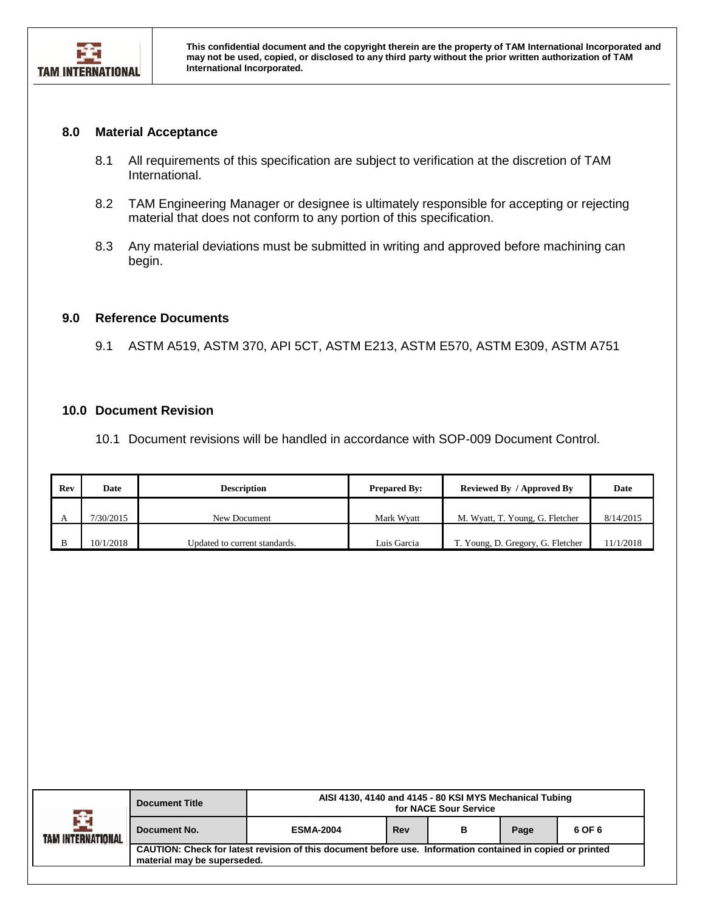## 8.0 Material Acceptance

8.1 All requirements of this specification are subject to verification at the discretion of TAM International.

8.2 TAM Engineering Manager or designee is ultimately responsible for accepting or rejecting material that does not conform to any portion of this specification.

8.3 Any material deviations must be submitted in writing and approved before machining can begin.

## 9.0 Reference Documents

9.1 ASTM A519, ASTM 370, API 5CT, ASTM E213, ASTM E570, ASTM E309, ASTM A751

## 10.0 Document Revision

10.1 Document revisions will be handled in accordance with SOP-009 Document Control.

| Rev | Date | Description | Prepared By: | Reviewed By / Approved By | Date |
|---|---|---|---|---|---|
| A | 7/30/2015 | New Document | Mark Wyatt | M. Wyatt, T. Young, G. Fletcher | 8/14/2015 |
| B | 10/1/2018 | Updated to current standards. | Luis Garcia | T. Young, D. Gregory, G. Fletcher | 11/1/2018 |